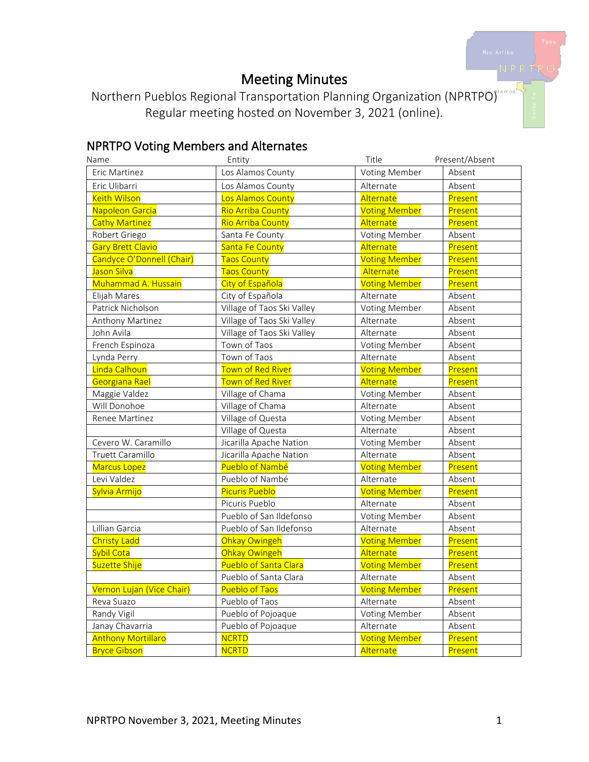# Meeting Minutes

Northern Pueblos Regional Transportation Planning Organization (NPRTPO)
Regular meeting hosted on November 3, 2021 (online).

## NPRTPO Voting Members and Alternates

| Name | Entity | Title | Present/Absent |
|---|---|---|---|
| Eric Martinez | Los Alamos County | Voting Member | Absent |
| Eric Ulibarri | Los Alamos County | Alternate | Absent |
| Keith Wilson | Los Alamos County | Alternate | Present |
| Napoleon Garcia | Rio Arriba County | Voting Member | Present |
| Cathy Martinez | Rio Arriba County | Alternate | Present |
| Robert Griego | Santa Fe County | Voting Member | Absent |
| Gary Brett Clavio | Santa Fe County | Alternate | Present |
| Candyce O'Donnell (Chair) | Taos County | Voting Member | Present |
| Jason Silva | Taos County | Alternate | Present |
| Muhammad A. Hussain | City of Española | Voting Member | Present |
| Elijah Mares | City of Española | Alternate | Absent |
| Patrick Nicholson | Village of Taos Ski Valley | Voting Member | Absent |
| Anthony Martinez | Village of Taos Ski Valley | Alternate | Absent |
| John Avila | Village of Taos Ski Valley | Alternate | Absent |
| French Espinoza | Town of Taos | Voting Member | Absent |
| Lynda Perry | Town of Taos | Alternate | Absent |
| Linda Calhoun | Town of Red River | Voting Member | Present |
| Georgiana Rael | Town of Red River | Alternate | Present |
| Maggie Valdez | Village of Chama | Voting Member | Absent |
| Will Donohoe | Village of Chama | Alternate | Absent |
| Renee Martinez | Village of Questa | Voting Member | Absent |
| | Village of Questa | Alternate | Absent |
| Cevero W. Caramillo | Jicarilla Apache Nation | Voting Member | Absent |
| Truett Caramillo | Jicarilla Apache Nation | Alternate | Absent |
| Marcus Lopez | Pueblo of Nambé | Voting Member | Present |
| Levi Valdez | Pueblo of Nambé | Alternate | Absent |
| Sylvia Armijo | Picuris Pueblo | Voting Member | Present |
| | Picuris Pueblo | Alternate | Absent |
| | Pueblo of San Ildefonso | Voting Member | Absent |
| Lillian Garcia | Pueblo of San Ildefonso | Alternate | Absent |
| Christy Ladd | Ohkay Owingeh | Voting Member | Present |
| Sybil Cota | Ohkay Owingeh | Alternate | Present |
| Suzette Shije | Pueblo of Santa Clara | Voting Member | Present |
| | Pueblo of Santa Clara | Alternate | Absent |
| Vernon Lujan (Vice Chair) | Pueblo of Taos | Voting Member | Present |
| Reva Suazo | Pueblo of Taos | Alternate | Absent |
| Randy Vigil | Pueblo of Pojoaque | Voting Member | Absent |
| Janay Chavarria | Pueblo of Pojoaque | Alternate | Absent |
| Anthony Mortillaro | NCRTD | Voting Member | Present |
| Bryce Gibson | NCRTD | Alternate | Present |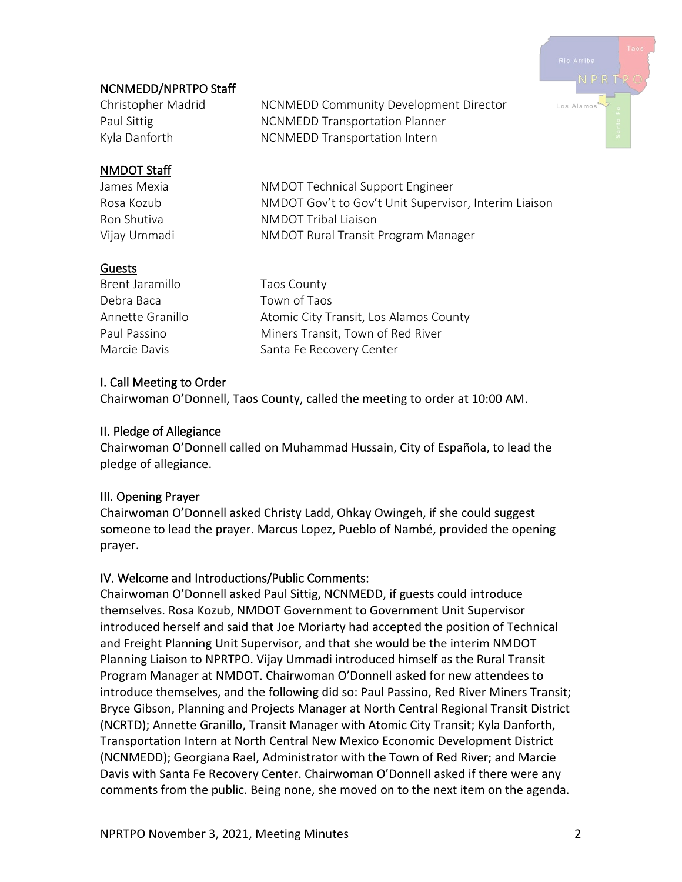## NCNMEDD/NPRTPO Staff

| | |
|---|---|
| Christopher Madrid | NCNMEDD Community Development Director |
| Paul Sittig | NCNMEDD Transportation Planner |
| Kyla Danforth | NCNMEDD Transportation Intern |

## NMDOT Staff

| | |
|---|---|
| James Mexia | NMDOT Technical Support Engineer |
| Rosa Kozub | NMDOT Gov't to Gov't Unit Supervisor, Interim Liaison |
| Ron Shutiva | NMDOT Tribal Liaison |
| Vijay Ummadi | NMDOT Rural Transit Program Manager |

## Guests

| | |
|---|---|
| Brent Jaramillo | Taos County |
| Debra Baca | Town of Taos |
| Annette Granillo | Atomic City Transit, Los Alamos County |
| Paul Passino | Miners Transit, Town of Red River |
| Marcie Davis | Santa Fe Recovery Center |

## I. Call Meeting to Order

Chairwoman O'Donnell, Taos County, called the meeting to order at 10:00 AM.

## II. Pledge of Allegiance

Chairwoman O'Donnell called on Muhammad Hussain, City of Española, to lead the pledge of allegiance.

## III. Opening Prayer

Chairwoman O'Donnell asked Christy Ladd, Ohkay Owingeh, if she could suggest someone to lead the prayer. Marcus Lopez, Pueblo of Nambé, provided the opening prayer.

## IV. Welcome and Introductions/Public Comments:

Chairwoman O'Donnell asked Paul Sittig, NCNMEDD, if guests could introduce themselves. Rosa Kozub, NMDOT Government to Government Unit Supervisor introduced herself and said that Joe Moriarty had accepted the position of Technical and Freight Planning Unit Supervisor, and that she would be the interim NMDOT Planning Liaison to NPRTPO. Vijay Ummadi introduced himself as the Rural Transit Program Manager at NMDOT. Chairwoman O'Donnell asked for new attendees to introduce themselves, and the following did so: Paul Passino, Red River Miners Transit; Bryce Gibson, Planning and Projects Manager at North Central Regional Transit District (NCRTD); Annette Granillo, Transit Manager with Atomic City Transit; Kyla Danforth, Transportation Intern at North Central New Mexico Economic Development District (NCNMEDD); Georgiana Rael, Administrator with the Town of Red River; and Marcie Davis with Santa Fe Recovery Center. Chairwoman O'Donnell asked if there were any comments from the public. Being none, she moved on to the next item on the agenda.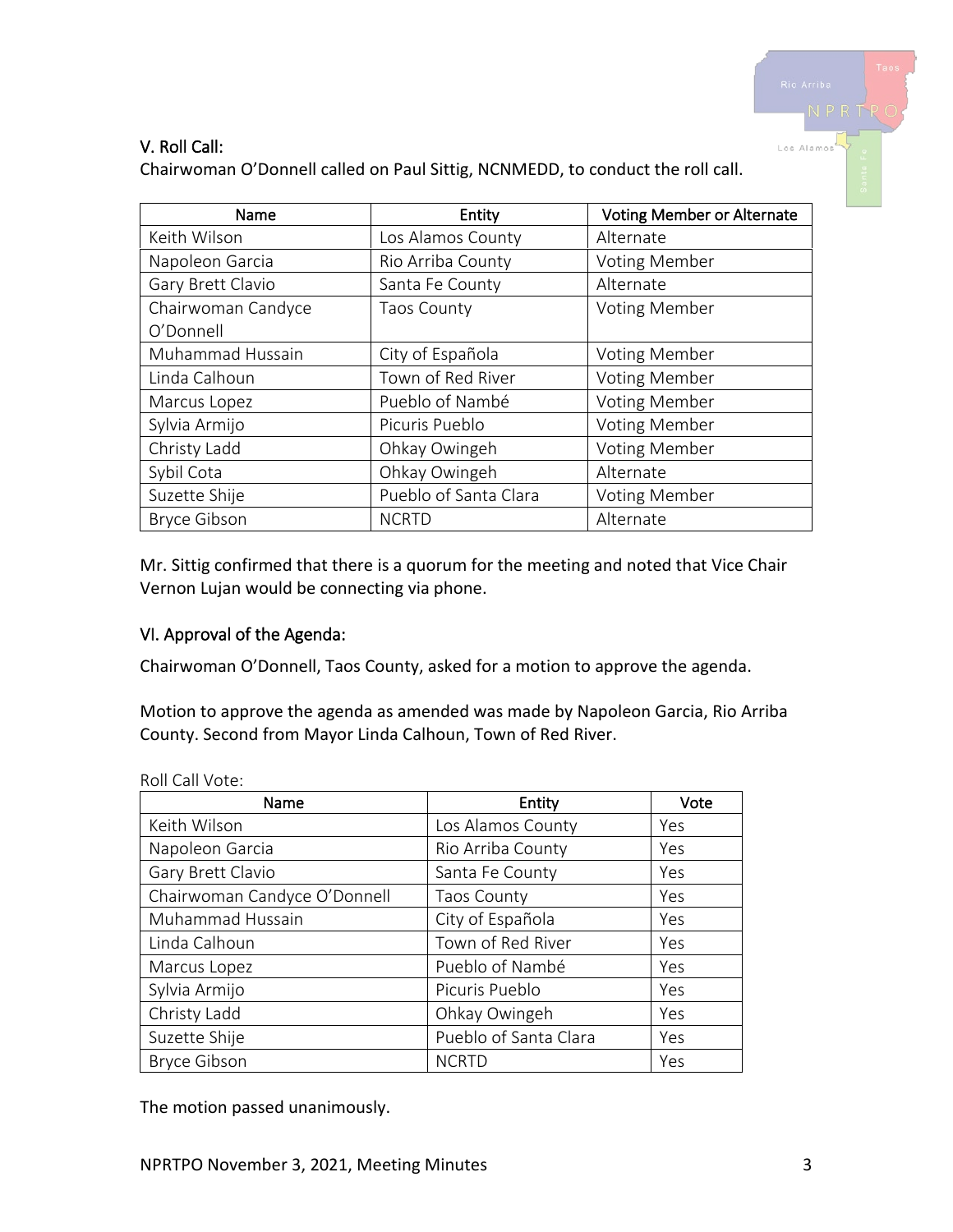## V. Roll Call:

Chairwoman O'Donnell called on Paul Sittig, NCNMEDD, to conduct the roll call.

| Name | Entity | Voting Member or Alternate |
|---|---|---|
| Keith Wilson | Los Alamos County | Alternate |
| Napoleon Garcia | Rio Arriba County | Voting Member |
| Gary Brett Clavio | Santa Fe County | Alternate |
| Chairwoman Candyce O'Donnell | Taos County | Voting Member |
| Muhammad Hussain | City of Española | Voting Member |
| Linda Calhoun | Town of Red River | Voting Member |
| Marcus Lopez | Pueblo of Nambé | Voting Member |
| Sylvia Armijo | Picuris Pueblo | Voting Member |
| Christy Ladd | Ohkay Owingeh | Voting Member |
| Sybil Cota | Ohkay Owingeh | Alternate |
| Suzette Shije | Pueblo of Santa Clara | Voting Member |
| Bryce Gibson | NCRTD | Alternate |

Mr. Sittig confirmed that there is a quorum for the meeting and noted that Vice Chair Vernon Lujan would be connecting via phone.

## VI. Approval of the Agenda:

Chairwoman O'Donnell, Taos County, asked for a motion to approve the agenda.

Motion to approve the agenda as amended was made by Napoleon Garcia, Rio Arriba County. Second from Mayor Linda Calhoun, Town of Red River.

Roll Call Vote:

| Name | Entity | Vote |
|---|---|---|
| Keith Wilson | Los Alamos County | Yes |
| Napoleon Garcia | Rio Arriba County | Yes |
| Gary Brett Clavio | Santa Fe County | Yes |
| Chairwoman Candyce O'Donnell | Taos County | Yes |
| Muhammad Hussain | City of Española | Yes |
| Linda Calhoun | Town of Red River | Yes |
| Marcus Lopez | Pueblo of Nambé | Yes |
| Sylvia Armijo | Picuris Pueblo | Yes |
| Christy Ladd | Ohkay Owingeh | Yes |
| Suzette Shije | Pueblo of Santa Clara | Yes |
| Bryce Gibson | NCRTD | Yes |

The motion passed unanimously.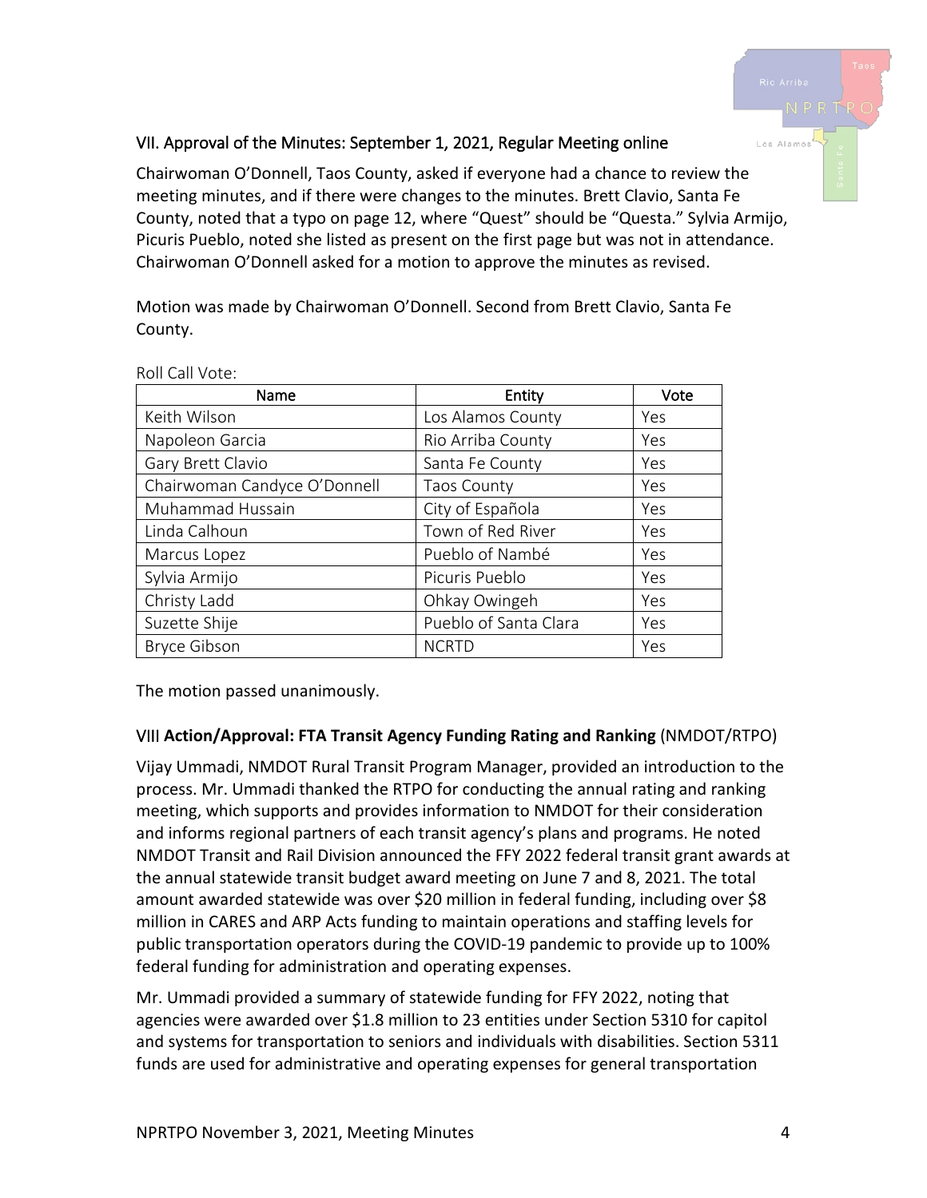### VII. Approval of the Minutes: September 1, 2021, Regular Meeting online

Chairwoman O'Donnell, Taos County, asked if everyone had a chance to review the meeting minutes, and if there were changes to the minutes. Brett Clavio, Santa Fe County, noted that a typo on page 12, where "Quest" should be "Questa." Sylvia Armijo, Picuris Pueblo, noted she listed as present on the first page but was not in attendance. Chairwoman O'Donnell asked for a motion to approve the minutes as revised.

Motion was made by Chairwoman O'Donnell. Second from Brett Clavio, Santa Fe County.

Roll Call Vote:

| Name | Entity | Vote |
|---|---|---|
| Keith Wilson | Los Alamos County | Yes |
| Napoleon Garcia | Rio Arriba County | Yes |
| Gary Brett Clavio | Santa Fe County | Yes |
| Chairwoman Candyce O'Donnell | Taos County | Yes |
| Muhammad Hussain | City of Española | Yes |
| Linda Calhoun | Town of Red River | Yes |
| Marcus Lopez | Pueblo of Nambé | Yes |
| Sylvia Armijo | Picuris Pueblo | Yes |
| Christy Ladd | Ohkay Owingeh | Yes |
| Suzette Shije | Pueblo of Santa Clara | Yes |
| Bryce Gibson | NCRTD | Yes |

The motion passed unanimously.

### VIII **Action/Approval: FTA Transit Agency Funding Rating and Ranking** (NMDOT/RTPO)

Vijay Ummadi, NMDOT Rural Transit Program Manager, provided an introduction to the process. Mr. Ummadi thanked the RTPO for conducting the annual rating and ranking meeting, which supports and provides information to NMDOT for their consideration and informs regional partners of each transit agency's plans and programs. He noted NMDOT Transit and Rail Division announced the FFY 2022 federal transit grant awards at the annual statewide transit budget award meeting on June 7 and 8, 2021. The total amount awarded statewide was over $20 million in federal funding, including over $8 million in CARES and ARP Acts funding to maintain operations and staffing levels for public transportation operators during the COVID-19 pandemic to provide up to 100% federal funding for administration and operating expenses.

Mr. Ummadi provided a summary of statewide funding for FFY 2022, noting that agencies were awarded over $1.8 million to 23 entities under Section 5310 for capitol and systems for transportation to seniors and individuals with disabilities. Section 5311 funds are used for administrative and operating expenses for general transportation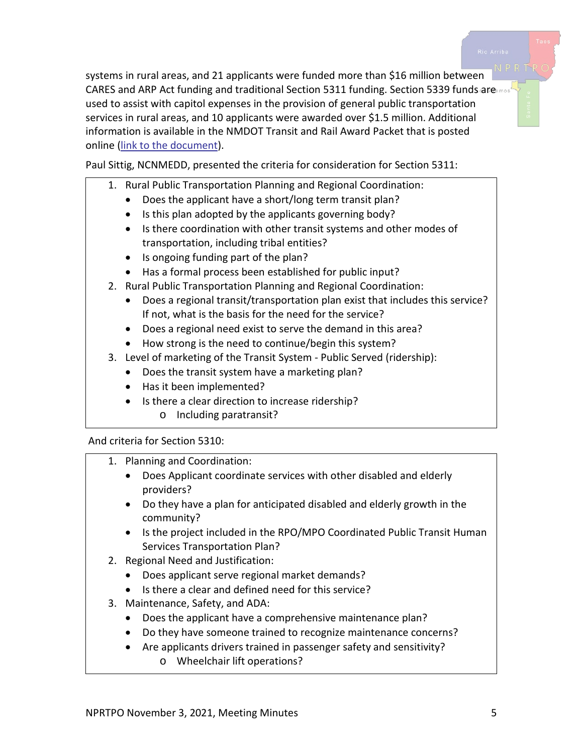systems in rural areas, and 21 applicants were funded more than $16 million between CARES and ARP Act funding and traditional Section 5311 funding. Section 5339 funds are used to assist with capitol expenses in the provision of general public transportation services in rural areas, and 10 applicants were awarded over $1.5 million. Additional information is available in the NMDOT Transit and Rail Award Packet that is posted online (link to the document).

Paul Sittig, NCNMEDD, presented the criteria for consideration for Section 5311:

1. Rural Public Transportation Planning and Regional Coordination:
   - Does the applicant have a short/long term transit plan?
   - Is this plan adopted by the applicants governing body?
   - Is there coordination with other transit systems and other modes of transportation, including tribal entities?
   - Is ongoing funding part of the plan?
   - Has a formal process been established for public input?
2. Rural Public Transportation Planning and Regional Coordination:
   - Does a regional transit/transportation plan exist that includes this service? If not, what is the basis for the need for the service?
   - Does a regional need exist to serve the demand in this area?
   - How strong is the need to continue/begin this system?
3. Level of marketing of the Transit System - Public Served (ridership):
   - Does the transit system have a marketing plan?
   - Has it been implemented?
   - Is there a clear direction to increase ridership?
     - Including paratransit?

And criteria for Section 5310:

1. Planning and Coordination:
   - Does Applicant coordinate services with other disabled and elderly providers?
   - Do they have a plan for anticipated disabled and elderly growth in the community?
   - Is the project included in the RPO/MPO Coordinated Public Transit Human Services Transportation Plan?
2. Regional Need and Justification:
   - Does applicant serve regional market demands?
   - Is there a clear and defined need for this service?
3. Maintenance, Safety, and ADA:
   - Does the applicant have a comprehensive maintenance plan?
   - Do they have someone trained to recognize maintenance concerns?
   - Are applicants drivers trained in passenger safety and sensitivity?
     - Wheelchair lift operations?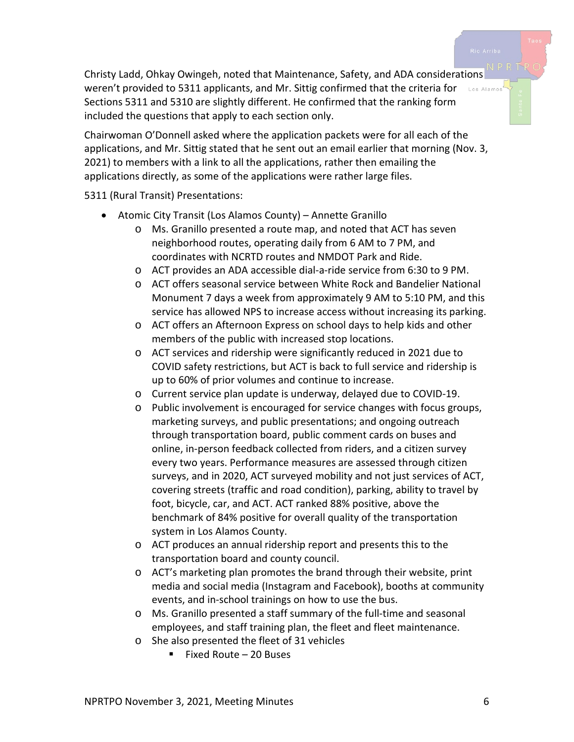Christy Ladd, Ohkay Owingeh, noted that Maintenance, Safety, and ADA considerations weren't provided to 5311 applicants, and Mr. Sittig confirmed that the criteria for Sections 5311 and 5310 are slightly different. He confirmed that the ranking form included the questions that apply to each section only.

Chairwoman O'Donnell asked where the application packets were for all each of the applications, and Mr. Sittig stated that he sent out an email earlier that morning (Nov. 3, 2021) to members with a link to all the applications, rather then emailing the applications directly, as some of the applications were rather large files.

5311 (Rural Transit) Presentations:

- Atomic City Transit (Los Alamos County) – Annette Granillo
  - Ms. Granillo presented a route map, and noted that ACT has seven neighborhood routes, operating daily from 6 AM to 7 PM, and coordinates with NCRTD routes and NMDOT Park and Ride.
  - ACT provides an ADA accessible dial-a-ride service from 6:30 to 9 PM.
  - ACT offers seasonal service between White Rock and Bandelier National Monument 7 days a week from approximately 9 AM to 5:10 PM, and this service has allowed NPS to increase access without increasing its parking.
  - ACT offers an Afternoon Express on school days to help kids and other members of the public with increased stop locations.
  - ACT services and ridership were significantly reduced in 2021 due to COVID safety restrictions, but ACT is back to full service and ridership is up to 60% of prior volumes and continue to increase.
  - Current service plan update is underway, delayed due to COVID-19.
  - Public involvement is encouraged for service changes with focus groups, marketing surveys, and public presentations; and ongoing outreach through transportation board, public comment cards on buses and online, in-person feedback collected from riders, and a citizen survey every two years. Performance measures are assessed through citizen surveys, and in 2020, ACT surveyed mobility and not just services of ACT, covering streets (traffic and road condition), parking, ability to travel by foot, bicycle, car, and ACT. ACT ranked 88% positive, above the benchmark of 84% positive for overall quality of the transportation system in Los Alamos County.
  - ACT produces an annual ridership report and presents this to the transportation board and county council.
  - ACT's marketing plan promotes the brand through their website, print media and social media (Instagram and Facebook), booths at community events, and in-school trainings on how to use the bus.
  - Ms. Granillo presented a staff summary of the full-time and seasonal employees, and staff training plan, the fleet and fleet maintenance.
  - She also presented the fleet of 31 vehicles
    - Fixed Route – 20 Buses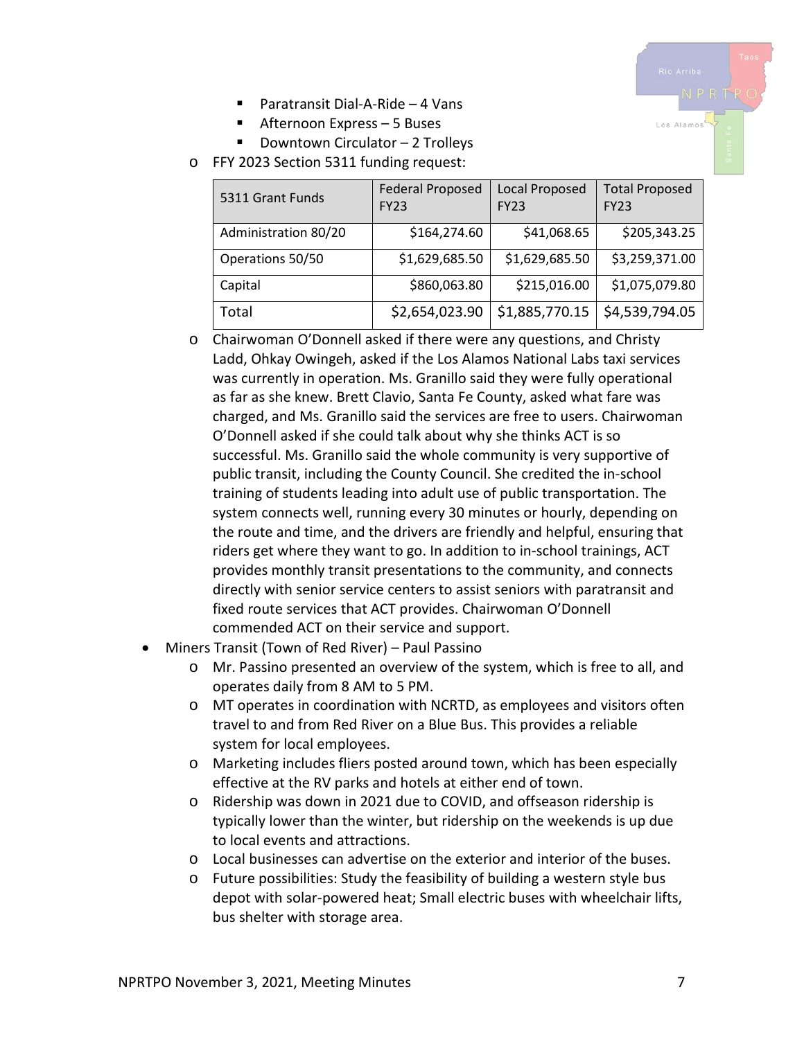- Paratransit Dial-A-Ride – 4 Vans
- Afternoon Express – 5 Buses
- Downtown Circulator – 2 Trolleys

- FFY 2023 Section 5311 funding request:

| 5311 Grant Funds | Federal Proposed FY23 | Local Proposed FY23 | Total Proposed FY23 |
|---|---|---|---|
| Administration 80/20 | $164,274.60 | $41,068.65 | $205,343.25 |
| Operations 50/50 | $1,629,685.50 | $1,629,685.50 | $3,259,371.00 |
| Capital | $860,063.80 | $215,016.00 | $1,075,079.80 |
| Total | $2,654,023.90 | $1,885,770.15 | $4,539,794.05 |

- Chairwoman O'Donnell asked if there were any questions, and Christy Ladd, Ohkay Owingeh, asked if the Los Alamos National Labs taxi services was currently in operation. Ms. Granillo said they were fully operational as far as she knew. Brett Clavio, Santa Fe County, asked what fare was charged, and Ms. Granillo said the services are free to users. Chairwoman O'Donnell asked if she could talk about why she thinks ACT is so successful. Ms. Granillo said the whole community is very supportive of public transit, including the County Council. She credited the in-school training of students leading into adult use of public transportation. The system connects well, running every 30 minutes or hourly, depending on the route and time, and the drivers are friendly and helpful, ensuring that riders get where they want to go. In addition to in-school trainings, ACT provides monthly transit presentations to the community, and connects directly with senior service centers to assist seniors with paratransit and fixed route services that ACT provides. Chairwoman O'Donnell commended ACT on their service and support.

- Miners Transit (Town of Red River) – Paul Passino
  - Mr. Passino presented an overview of the system, which is free to all, and operates daily from 8 AM to 5 PM.
  - MT operates in coordination with NCRTD, as employees and visitors often travel to and from Red River on a Blue Bus. This provides a reliable system for local employees.
  - Marketing includes fliers posted around town, which has been especially effective at the RV parks and hotels at either end of town.
  - Ridership was down in 2021 due to COVID, and offseason ridership is typically lower than the winter, but ridership on the weekends is up due to local events and attractions.
  - Local businesses can advertise on the exterior and interior of the buses.
  - Future possibilities: Study the feasibility of building a western style bus depot with solar-powered heat; Small electric buses with wheelchair lifts, bus shelter with storage area.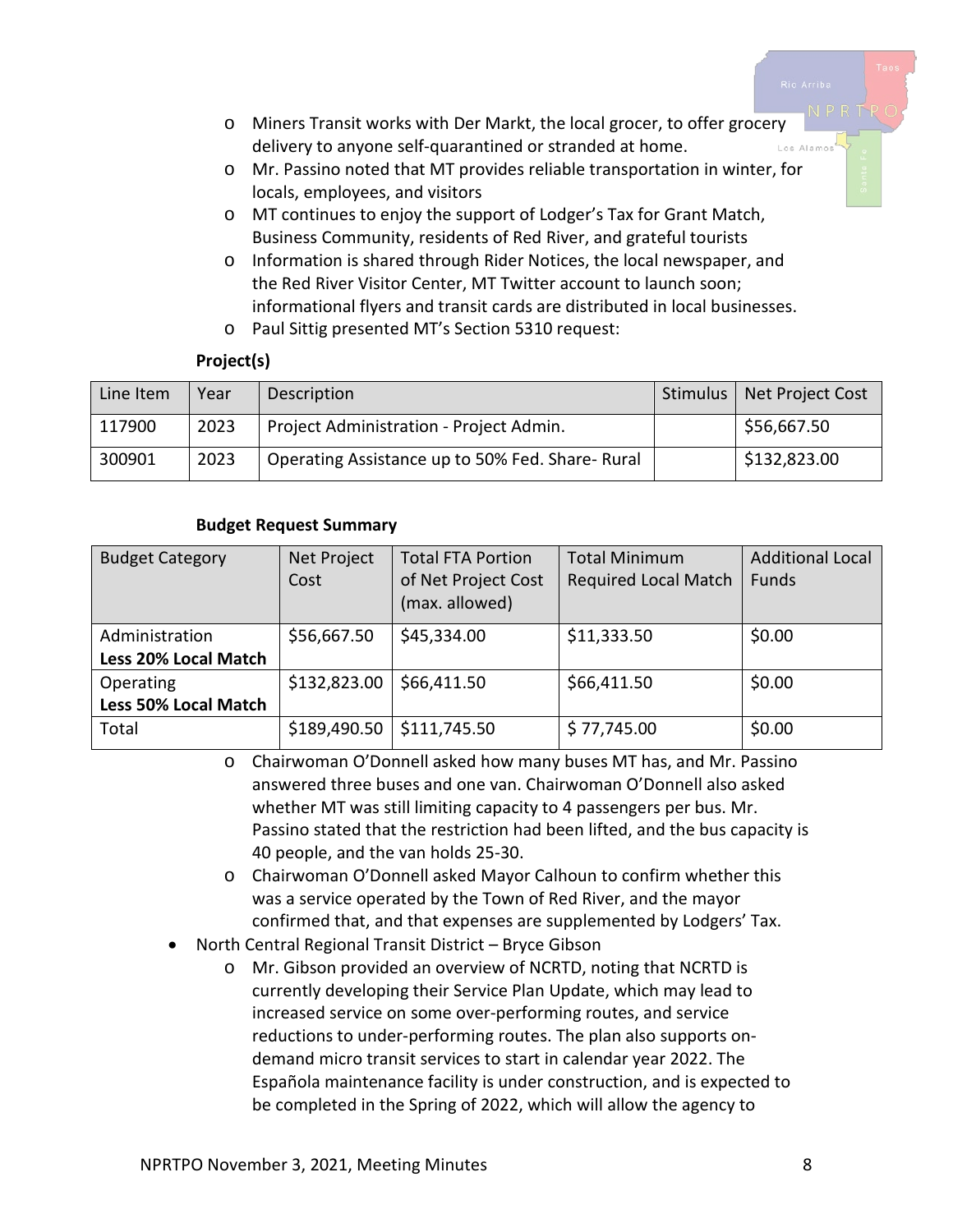- Miners Transit works with Der Markt, the local grocer, to offer grocery delivery to anyone self-quarantined or stranded at home.
- Mr. Passino noted that MT provides reliable transportation in winter, for locals, employees, and visitors
- MT continues to enjoy the support of Lodger's Tax for Grant Match, Business Community, residents of Red River, and grateful tourists
- Information is shared through Rider Notices, the local newspaper, and the Red River Visitor Center, MT Twitter account to launch soon; informational flyers and transit cards are distributed in local businesses.
- Paul Sittig presented MT's Section 5310 request:

**Project(s)**

| Line Item | Year | Description | Stimulus | Net Project Cost |
|---|---|---|---|---|
| 117900 | 2023 | Project Administration - Project Admin. | | $56,667.50 |
| 300901 | 2023 | Operating Assistance up to 50% Fed. Share- Rural | | $132,823.00 |

**Budget Request Summary**

| Budget Category | Net Project Cost | Total FTA Portion of Net Project Cost (max. allowed) | Total Minimum Required Local Match | Additional Local Funds |
|---|---|---|---|---|
| Administration **Less 20% Local Match** | $56,667.50 | $45,334.00 | $11,333.50 | $0.00 |
| Operating **Less 50% Local Match** | $132,823.00 | $66,411.50 | $66,411.50 | $0.00 |
| Total | $189,490.50 | $111,745.50 | $ 77,745.00 | $0.00 |

- Chairwoman O'Donnell asked how many buses MT has, and Mr. Passino answered three buses and one van. Chairwoman O'Donnell also asked whether MT was still limiting capacity to 4 passengers per bus. Mr. Passino stated that the restriction had been lifted, and the bus capacity is 40 people, and the van holds 25-30.
- Chairwoman O'Donnell asked Mayor Calhoun to confirm whether this was a service operated by the Town of Red River, and the mayor confirmed that, and that expenses are supplemented by Lodgers' Tax.

- North Central Regional Transit District – Bryce Gibson
  - Mr. Gibson provided an overview of NCRTD, noting that NCRTD is currently developing their Service Plan Update, which may lead to increased service on some over-performing routes, and service reductions to under-performing routes. The plan also supports on-demand micro transit services to start in calendar year 2022. The Española maintenance facility is under construction, and is expected to be completed in the Spring of 2022, which will allow the agency to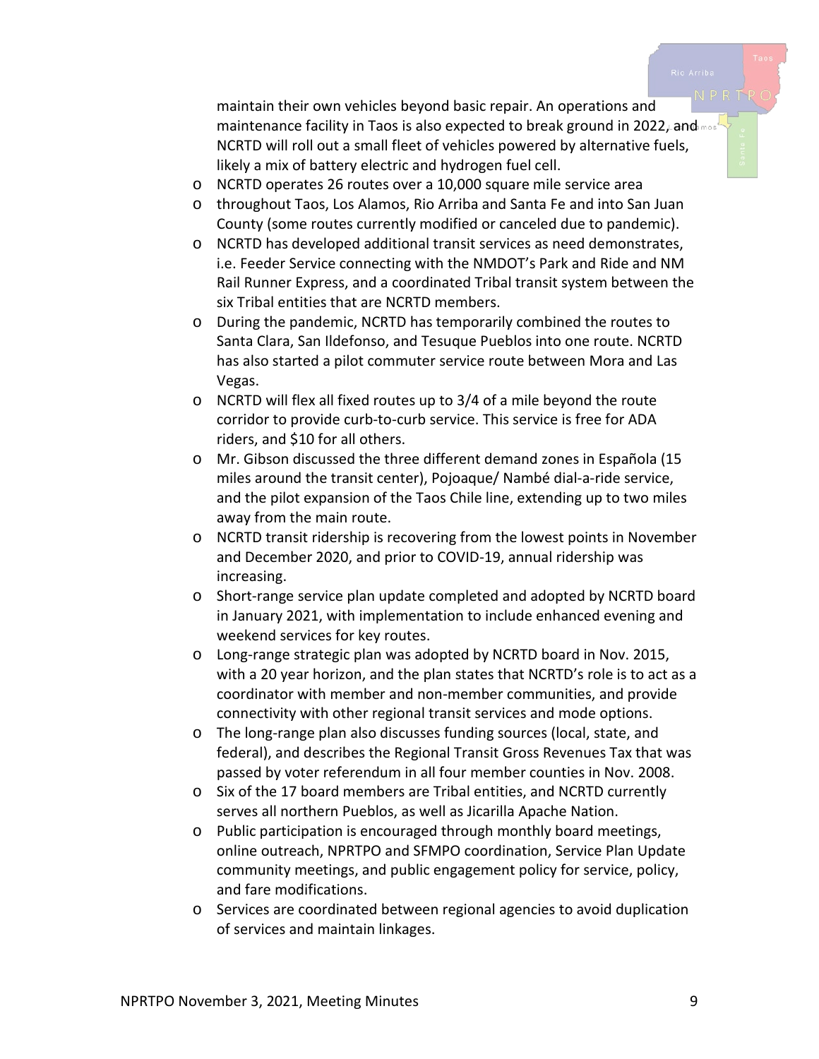maintain their own vehicles beyond basic repair. An operations and maintenance facility in Taos is also expected to break ground in 2022, and NCRTD will roll out a small fleet of vehicles powered by alternative fuels, likely a mix of battery electric and hydrogen fuel cell.

- NCRTD operates 26 routes over a 10,000 square mile service area
- throughout Taos, Los Alamos, Rio Arriba and Santa Fe and into San Juan County (some routes currently modified or canceled due to pandemic).
- NCRTD has developed additional transit services as need demonstrates, i.e. Feeder Service connecting with the NMDOT's Park and Ride and NM Rail Runner Express, and a coordinated Tribal transit system between the six Tribal entities that are NCRTD members.
- During the pandemic, NCRTD has temporarily combined the routes to Santa Clara, San Ildefonso, and Tesuque Pueblos into one route. NCRTD has also started a pilot commuter service route between Mora and Las Vegas.
- NCRTD will flex all fixed routes up to 3/4 of a mile beyond the route corridor to provide curb-to-curb service. This service is free for ADA riders, and $10 for all others.
- Mr. Gibson discussed the three different demand zones in Española (15 miles around the transit center), Pojoaque/ Nambé dial-a-ride service, and the pilot expansion of the Taos Chile line, extending up to two miles away from the main route.
- NCRTD transit ridership is recovering from the lowest points in November and December 2020, and prior to COVID-19, annual ridership was increasing.
- Short-range service plan update completed and adopted by NCRTD board in January 2021, with implementation to include enhanced evening and weekend services for key routes.
- Long-range strategic plan was adopted by NCRTD board in Nov. 2015, with a 20 year horizon, and the plan states that NCRTD's role is to act as a coordinator with member and non-member communities, and provide connectivity with other regional transit services and mode options.
- The long-range plan also discusses funding sources (local, state, and federal), and describes the Regional Transit Gross Revenues Tax that was passed by voter referendum in all four member counties in Nov. 2008.
- Six of the 17 board members are Tribal entities, and NCRTD currently serves all northern Pueblos, as well as Jicarilla Apache Nation.
- Public participation is encouraged through monthly board meetings, online outreach, NPRTPO and SFMPO coordination, Service Plan Update community meetings, and public engagement policy for service, policy, and fare modifications.
- Services are coordinated between regional agencies to avoid duplication of services and maintain linkages.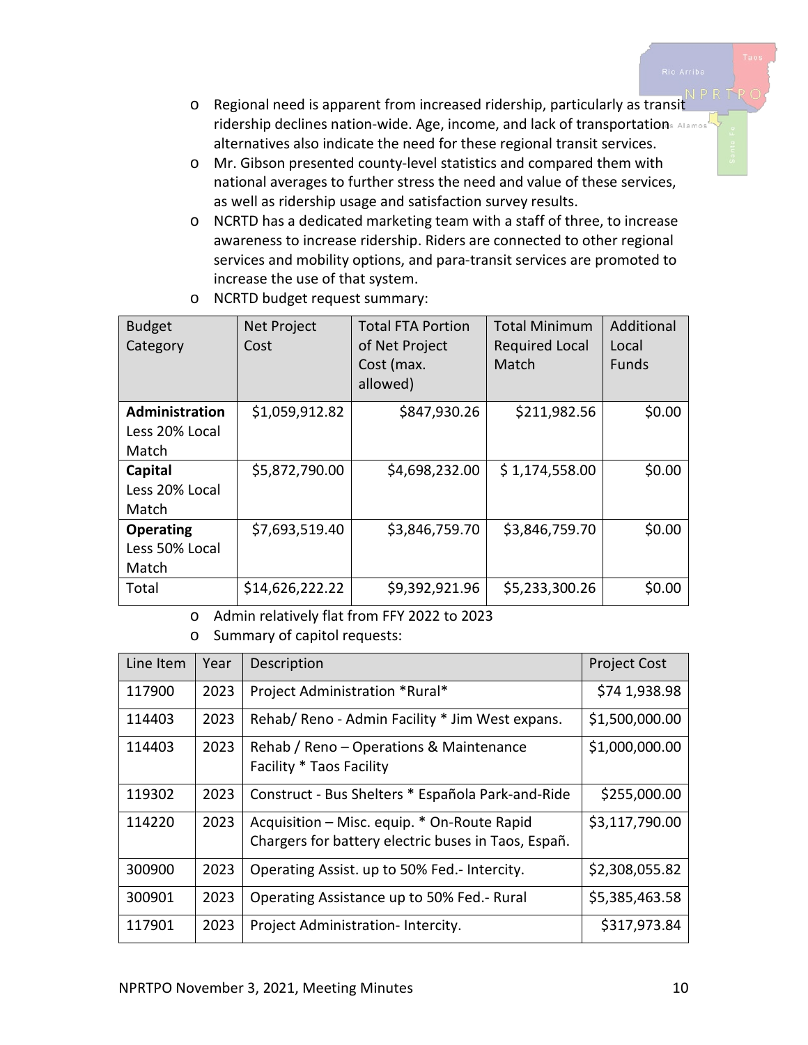- Regional need is apparent from increased ridership, particularly as transit ridership declines nation-wide. Age, income, and lack of transportation alternatives also indicate the need for these regional transit services.
- Mr. Gibson presented county-level statistics and compared them with national averages to further stress the need and value of these services, as well as ridership usage and satisfaction survey results.
- NCRTD has a dedicated marketing team with a staff of three, to increase awareness to increase ridership. Riders are connected to other regional services and mobility options, and para-transit services are promoted to increase the use of that system.
- NCRTD budget request summary:

| Budget Category | Net Project Cost | Total FTA Portion of Net Project Cost (max. allowed) | Total Minimum Required Local Match | Additional Local Funds |
|---|---|---|---|---|
| **Administration** Less 20% Local Match | $1,059,912.82 | $847,930.26 | $211,982.56 | $0.00 |
| **Capital** Less 20% Local Match | $5,872,790.00 | $4,698,232.00 | $ 1,174,558.00 | $0.00 |
| **Operating** Less 50% Local Match | $7,693,519.40 | $3,846,759.70 | $3,846,759.70 | $0.00 |
| Total | $14,626,222.22 | $9,392,921.96 | $5,233,300.26 | $0.00 |

- Admin relatively flat from FFY 2022 to 2023
- Summary of capitol requests:

| Line Item | Year | Description | Project Cost |
|---|---|---|---|
| 117900 | 2023 | Project Administration *Rural* | $74 1,938.98 |
| 114403 | 2023 | Rehab/ Reno - Admin Facility * Jim West expans. | $1,500,000.00 |
| 114403 | 2023 | Rehab / Reno – Operations & Maintenance Facility * Taos Facility | $1,000,000.00 |
| 119302 | 2023 | Construct - Bus Shelters * Española Park-and-Ride | $255,000.00 |
| 114220 | 2023 | Acquisition – Misc. equip. * On-Route Rapid Chargers for battery electric buses in Taos, Españ. | $3,117,790.00 |
| 300900 | 2023 | Operating Assist. up to 50% Fed.- Intercity. | $2,308,055.82 |
| 300901 | 2023 | Operating Assistance up to 50% Fed.- Rural | $5,385,463.58 |
| 117901 | 2023 | Project Administration- Intercity. | $317,973.84 |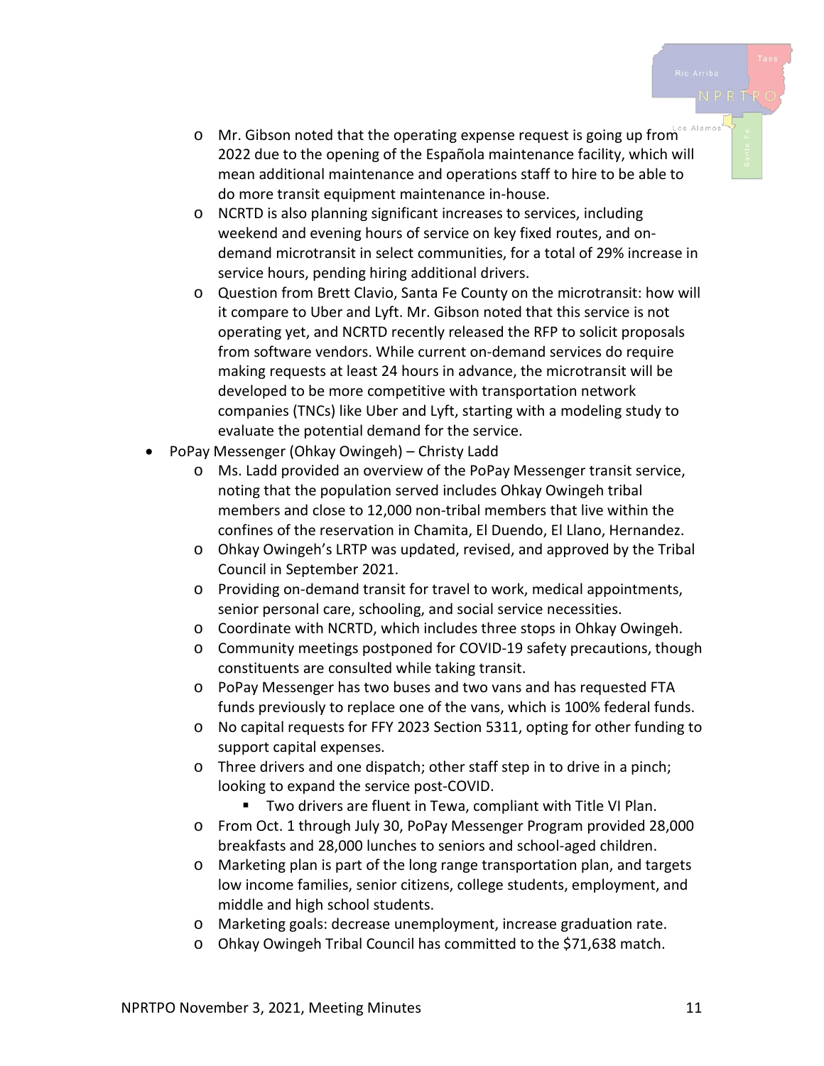- Mr. Gibson noted that the operating expense request is going up from 2022 due to the opening of the Española maintenance facility, which will mean additional maintenance and operations staff to hire to be able to do more transit equipment maintenance in-house.
  - NCRTD is also planning significant increases to services, including weekend and evening hours of service on key fixed routes, and on-demand microtransit in select communities, for a total of 29% increase in service hours, pending hiring additional drivers.
  - Question from Brett Clavio, Santa Fe County on the microtransit: how will it compare to Uber and Lyft. Mr. Gibson noted that this service is not operating yet, and NCRTD recently released the RFP to solicit proposals from software vendors. While current on-demand services do require making requests at least 24 hours in advance, the microtransit will be developed to be more competitive with transportation network companies (TNCs) like Uber and Lyft, starting with a modeling study to evaluate the potential demand for the service.
- PoPay Messenger (Ohkay Owingeh) – Christy Ladd
  - Ms. Ladd provided an overview of the PoPay Messenger transit service, noting that the population served includes Ohkay Owingeh tribal members and close to 12,000 non-tribal members that live within the confines of the reservation in Chamita, El Duendo, El Llano, Hernandez.
  - Ohkay Owingeh's LRTP was updated, revised, and approved by the Tribal Council in September 2021.
  - Providing on-demand transit for travel to work, medical appointments, senior personal care, schooling, and social service necessities.
  - Coordinate with NCRTD, which includes three stops in Ohkay Owingeh.
  - Community meetings postponed for COVID-19 safety precautions, though constituents are consulted while taking transit.
  - PoPay Messenger has two buses and two vans and has requested FTA funds previously to replace one of the vans, which is 100% federal funds.
  - No capital requests for FFY 2023 Section 5311, opting for other funding to support capital expenses.
  - Three drivers and one dispatch; other staff step in to drive in a pinch; looking to expand the service post-COVID.
    - Two drivers are fluent in Tewa, compliant with Title VI Plan.
  - From Oct. 1 through July 30, PoPay Messenger Program provided 28,000 breakfasts and 28,000 lunches to seniors and school-aged children.
  - Marketing plan is part of the long range transportation plan, and targets low income families, senior citizens, college students, employment, and middle and high school students.
  - Marketing goals: decrease unemployment, increase graduation rate.
  - Ohkay Owingeh Tribal Council has committed to the $71,638 match.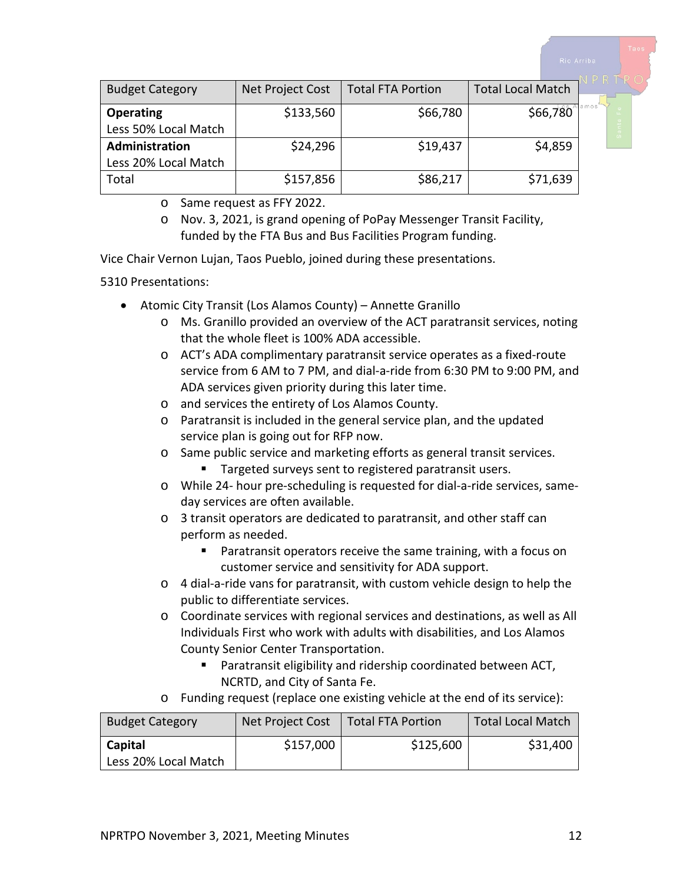| Budget Category | Net Project Cost | Total FTA Portion | Total Local Match |
|---|---|---|---|
| **Operating** Less 50% Local Match | $133,560 | $66,780 | $66,780 |
| **Administration** Less 20% Local Match | $24,296 | $19,437 | $4,859 |
| Total | $157,856 | $86,217 | $71,639 |

- Same request as FFY 2022.
- Nov. 3, 2021, is grand opening of PoPay Messenger Transit Facility, funded by the FTA Bus and Bus Facilities Program funding.

Vice Chair Vernon Lujan, Taos Pueblo, joined during these presentations.

5310 Presentations:

- Atomic City Transit (Los Alamos County) – Annette Granillo
  - Ms. Granillo provided an overview of the ACT paratransit services, noting that the whole fleet is 100% ADA accessible.
  - ACT's ADA complimentary paratransit service operates as a fixed-route service from 6 AM to 7 PM, and dial-a-ride from 6:30 PM to 9:00 PM, and ADA services given priority during this later time.
  - and services the entirety of Los Alamos County.
  - Paratransit is included in the general service plan, and the updated service plan is going out for RFP now.
  - Same public service and marketing efforts as general transit services.
    - Targeted surveys sent to registered paratransit users.
  - While 24- hour pre-scheduling is requested for dial-a-ride services, same-day services are often available.
  - 3 transit operators are dedicated to paratransit, and other staff can perform as needed.
    - Paratransit operators receive the same training, with a focus on customer service and sensitivity for ADA support.
  - 4 dial-a-ride vans for paratransit, with custom vehicle design to help the public to differentiate services.
  - Coordinate services with regional services and destinations, as well as All Individuals First who work with adults with disabilities, and Los Alamos County Senior Center Transportation.
    - Paratransit eligibility and ridership coordinated between ACT, NCRTD, and City of Santa Fe.
  - Funding request (replace one existing vehicle at the end of its service):

| Budget Category | Net Project Cost | Total FTA Portion | Total Local Match |
|---|---|---|---|
| **Capital** Less 20% Local Match | $157,000 | $125,600 | $31,400 |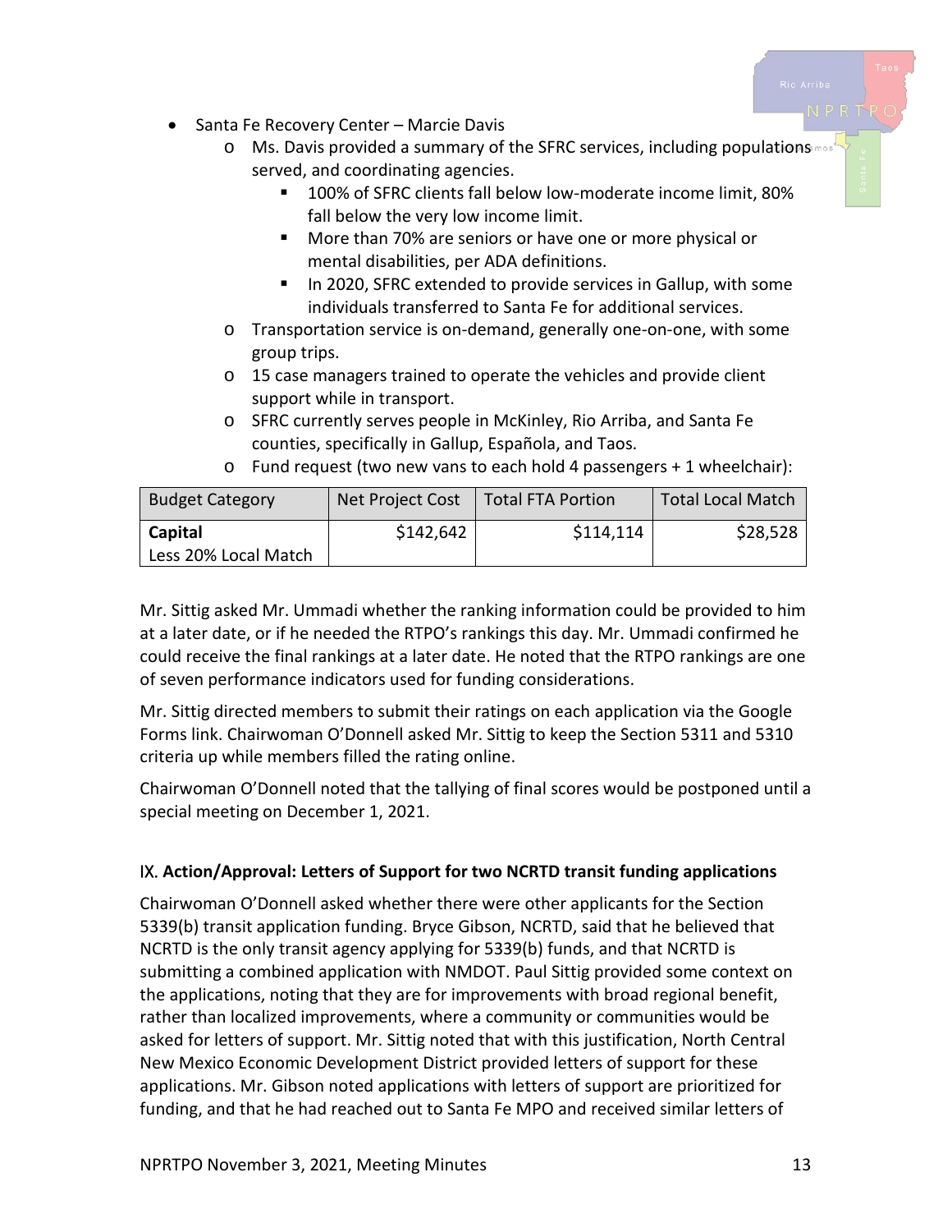- Santa Fe Recovery Center – Marcie Davis
  - Ms. Davis provided a summary of the SFRC services, including populations served, and coordinating agencies.
    - 100% of SFRC clients fall below low-moderate income limit, 80% fall below the very low income limit.
    - More than 70% are seniors or have one or more physical or mental disabilities, per ADA definitions.
    - In 2020, SFRC extended to provide services in Gallup, with some individuals transferred to Santa Fe for additional services.
  - Transportation service is on-demand, generally one-on-one, with some group trips.
  - 15 case managers trained to operate the vehicles and provide client support while in transport.
  - SFRC currently serves people in McKinley, Rio Arriba, and Santa Fe counties, specifically in Gallup, Española, and Taos.
  - Fund request (two new vans to each hold 4 passengers + 1 wheelchair):

| Budget Category | Net Project Cost | Total FTA Portion | Total Local Match |
|---|---|---|---|
| **Capital**<br>Less 20% Local Match | $142,642 | $114,114 | $28,528 |

Mr. Sittig asked Mr. Ummadi whether the ranking information could be provided to him at a later date, or if he needed the RTPO's rankings this day. Mr. Ummadi confirmed he could receive the final rankings at a later date. He noted that the RTPO rankings are one of seven performance indicators used for funding considerations.

Mr. Sittig directed members to submit their ratings on each application via the Google Forms link. Chairwoman O'Donnell asked Mr. Sittig to keep the Section 5311 and 5310 criteria up while members filled the rating online.

Chairwoman O'Donnell noted that the tallying of final scores would be postponed until a special meeting on December 1, 2021.

## IX. Action/Approval: Letters of Support for two NCRTD transit funding applications

Chairwoman O'Donnell asked whether there were other applicants for the Section 5339(b) transit application funding. Bryce Gibson, NCRTD, said that he believed that NCRTD is the only transit agency applying for 5339(b) funds, and that NCRTD is submitting a combined application with NMDOT. Paul Sittig provided some context on the applications, noting that they are for improvements with broad regional benefit, rather than localized improvements, where a community or communities would be asked for letters of support. Mr. Sittig noted that with this justification, North Central New Mexico Economic Development District provided letters of support for these applications. Mr. Gibson noted applications with letters of support are prioritized for funding, and that he had reached out to Santa Fe MPO and received similar letters of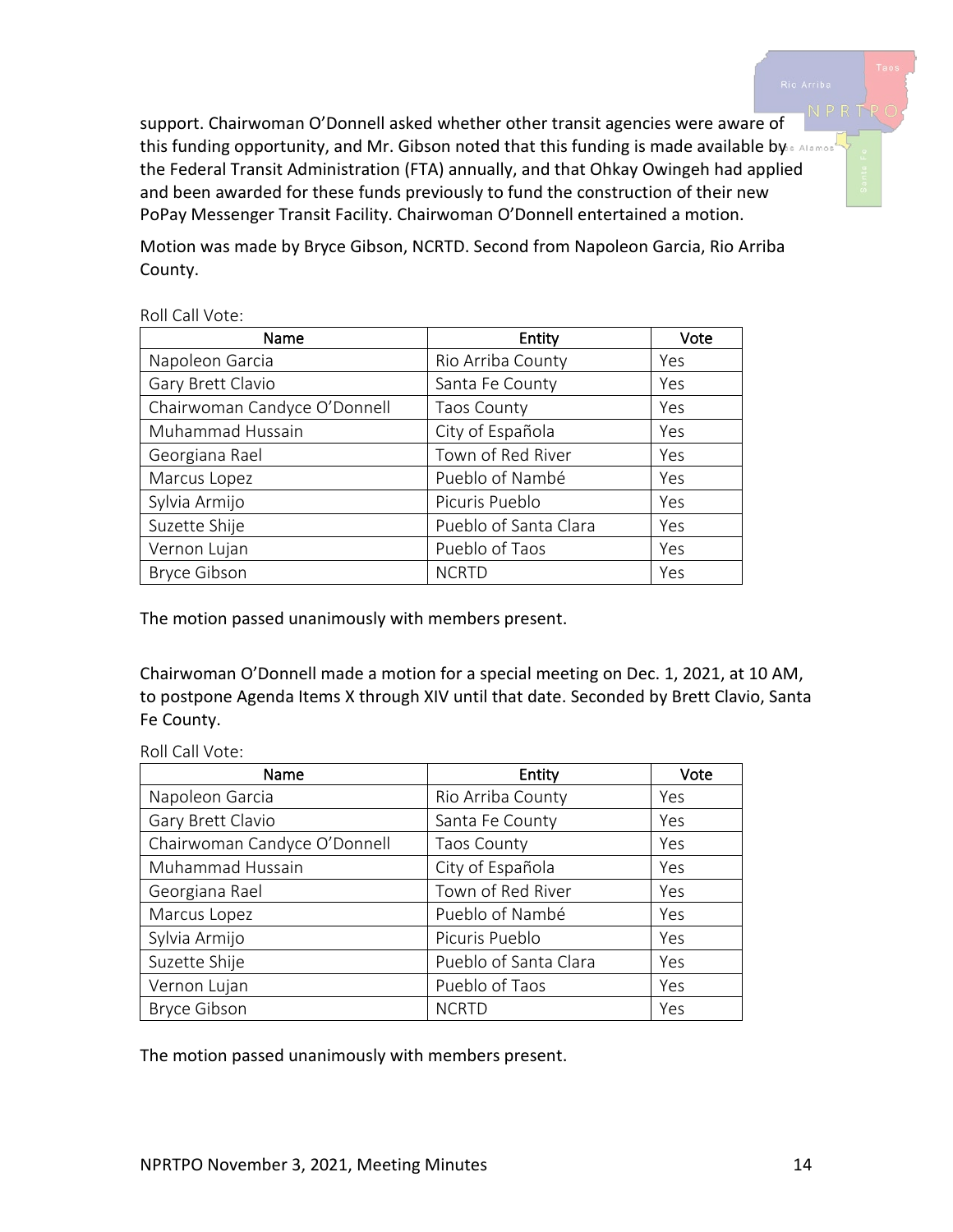support. Chairwoman O'Donnell asked whether other transit agencies were aware of this funding opportunity, and Mr. Gibson noted that this funding is made available by the Federal Transit Administration (FTA) annually, and that Ohkay Owingeh had applied and been awarded for these funds previously to fund the construction of their new PoPay Messenger Transit Facility. Chairwoman O'Donnell entertained a motion.

Motion was made by Bryce Gibson, NCRTD. Second from Napoleon Garcia, Rio Arriba County.

Roll Call Vote:

| Name | Entity | Vote |
|---|---|---|
| Napoleon Garcia | Rio Arriba County | Yes |
| Gary Brett Clavio | Santa Fe County | Yes |
| Chairwoman Candyce O'Donnell | Taos County | Yes |
| Muhammad Hussain | City of Española | Yes |
| Georgiana Rael | Town of Red River | Yes |
| Marcus Lopez | Pueblo of Nambé | Yes |
| Sylvia Armijo | Picuris Pueblo | Yes |
| Suzette Shije | Pueblo of Santa Clara | Yes |
| Vernon Lujan | Pueblo of Taos | Yes |
| Bryce Gibson | NCRTD | Yes |

The motion passed unanimously with members present.

Chairwoman O'Donnell made a motion for a special meeting on Dec. 1, 2021, at 10 AM, to postpone Agenda Items X through XIV until that date. Seconded by Brett Clavio, Santa Fe County.

Roll Call Vote:

| Name | Entity | Vote |
|---|---|---|
| Napoleon Garcia | Rio Arriba County | Yes |
| Gary Brett Clavio | Santa Fe County | Yes |
| Chairwoman Candyce O'Donnell | Taos County | Yes |
| Muhammad Hussain | City of Española | Yes |
| Georgiana Rael | Town of Red River | Yes |
| Marcus Lopez | Pueblo of Nambé | Yes |
| Sylvia Armijo | Picuris Pueblo | Yes |
| Suzette Shije | Pueblo of Santa Clara | Yes |
| Vernon Lujan | Pueblo of Taos | Yes |
| Bryce Gibson | NCRTD | Yes |

The motion passed unanimously with members present.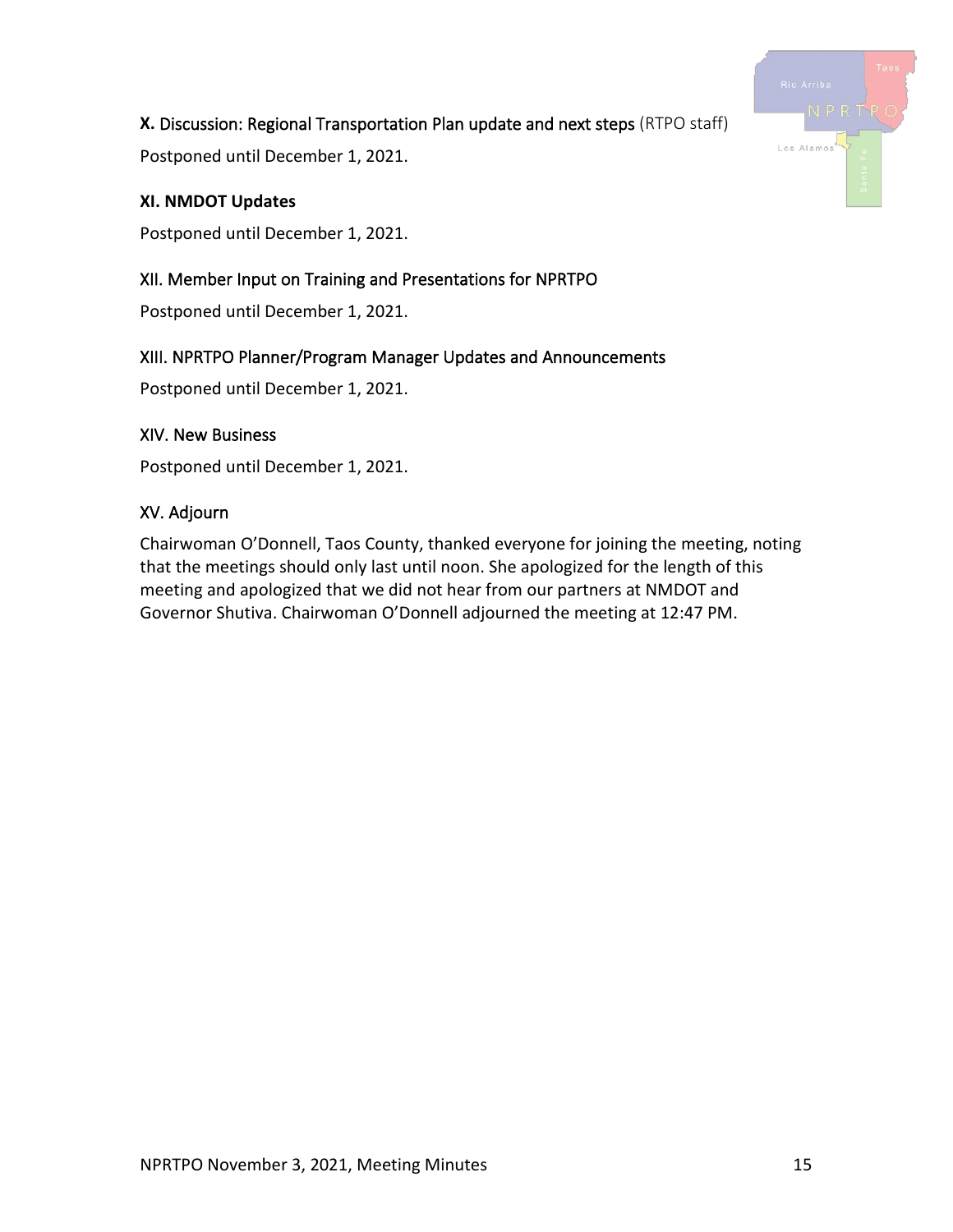**X.** Discussion: Regional Transportation Plan update and next steps (RTPO staff)

Postponed until December 1, 2021.

**XI. NMDOT Updates**

Postponed until December 1, 2021.

XII. Member Input on Training and Presentations for NPRTPO

Postponed until December 1, 2021.

XIII. NPRTPO Planner/Program Manager Updates and Announcements

Postponed until December 1, 2021.

XIV. New Business

Postponed until December 1, 2021.

XV. Adjourn

Chairwoman O'Donnell, Taos County, thanked everyone for joining the meeting, noting that the meetings should only last until noon. She apologized for the length of this meeting and apologized that we did not hear from our partners at NMDOT and Governor Shutiva. Chairwoman O'Donnell adjourned the meeting at 12:47 PM.